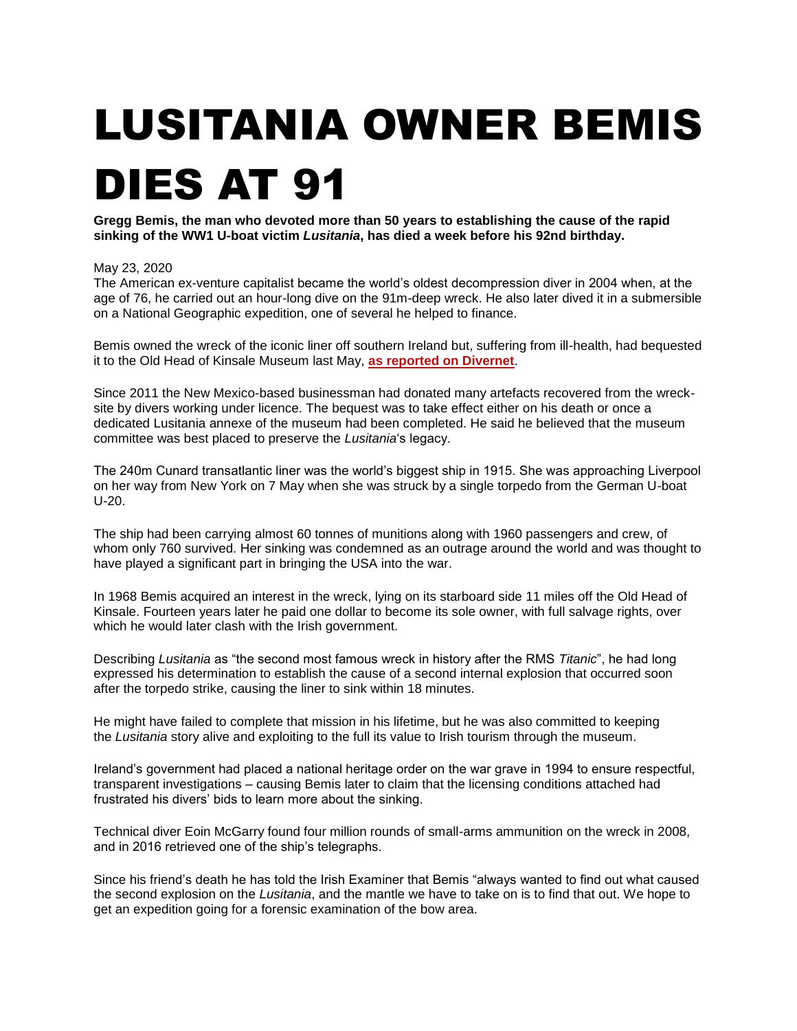# LUSITANIA OWNER BEMIS DIES AT 91

**Gregg Bemis, the man who devoted more than 50 years to establishing the cause of the rapid sinking of the WW1 U-boat victim *Lusitania*, has died a week before his 92nd birthday.**

May 23, 2020

The American ex-venture capitalist became the world's oldest decompression diver in 2004 when, at the age of 76, he carried out an hour-long dive on the 91m-deep wreck. He also later dived it in a submersible on a National Geographic expedition, one of several he helped to finance.

Bemis owned the wreck of the iconic liner off southern Ireland but, suffering from ill-health, had bequested it to the Old Head of Kinsale Museum last May, **as reported on Divernet**.

Since 2011 the New Mexico-based businessman had donated many artefacts recovered from the wreck-site by divers working under licence. The bequest was to take effect either on his death or once a dedicated Lusitania annexe of the museum had been completed. He said he believed that the museum committee was best placed to preserve the *Lusitania*'s legacy.

The 240m Cunard transatlantic liner was the world's biggest ship in 1915. She was approaching Liverpool on her way from New York on 7 May when she was struck by a single torpedo from the German U-boat U-20.

The ship had been carrying almost 60 tonnes of munitions along with 1960 passengers and crew, of whom only 760 survived. Her sinking was condemned as an outrage around the world and was thought to have played a significant part in bringing the USA into the war.

In 1968 Bemis acquired an interest in the wreck, lying on its starboard side 11 miles off the Old Head of Kinsale. Fourteen years later he paid one dollar to become its sole owner, with full salvage rights, over which he would later clash with the Irish government.

Describing *Lusitania* as "the second most famous wreck in history after the RMS *Titanic*", he had long expressed his determination to establish the cause of a second internal explosion that occurred soon after the torpedo strike, causing the liner to sink within 18 minutes.

He might have failed to complete that mission in his lifetime, but he was also committed to keeping the *Lusitania* story alive and exploiting to the full its value to Irish tourism through the museum.

Ireland's government had placed a national heritage order on the war grave in 1994 to ensure respectful, transparent investigations – causing Bemis later to claim that the licensing conditions attached had frustrated his divers' bids to learn more about the sinking.

Technical diver Eoin McGarry found four million rounds of small-arms ammunition on the wreck in 2008, and in 2016 retrieved one of the ship's telegraphs.

Since his friend's death he has told the Irish Examiner that Bemis "always wanted to find out what caused the second explosion on the *Lusitania*, and the mantle we have to take on is to find that out. We hope to get an expedition going for a forensic examination of the bow area.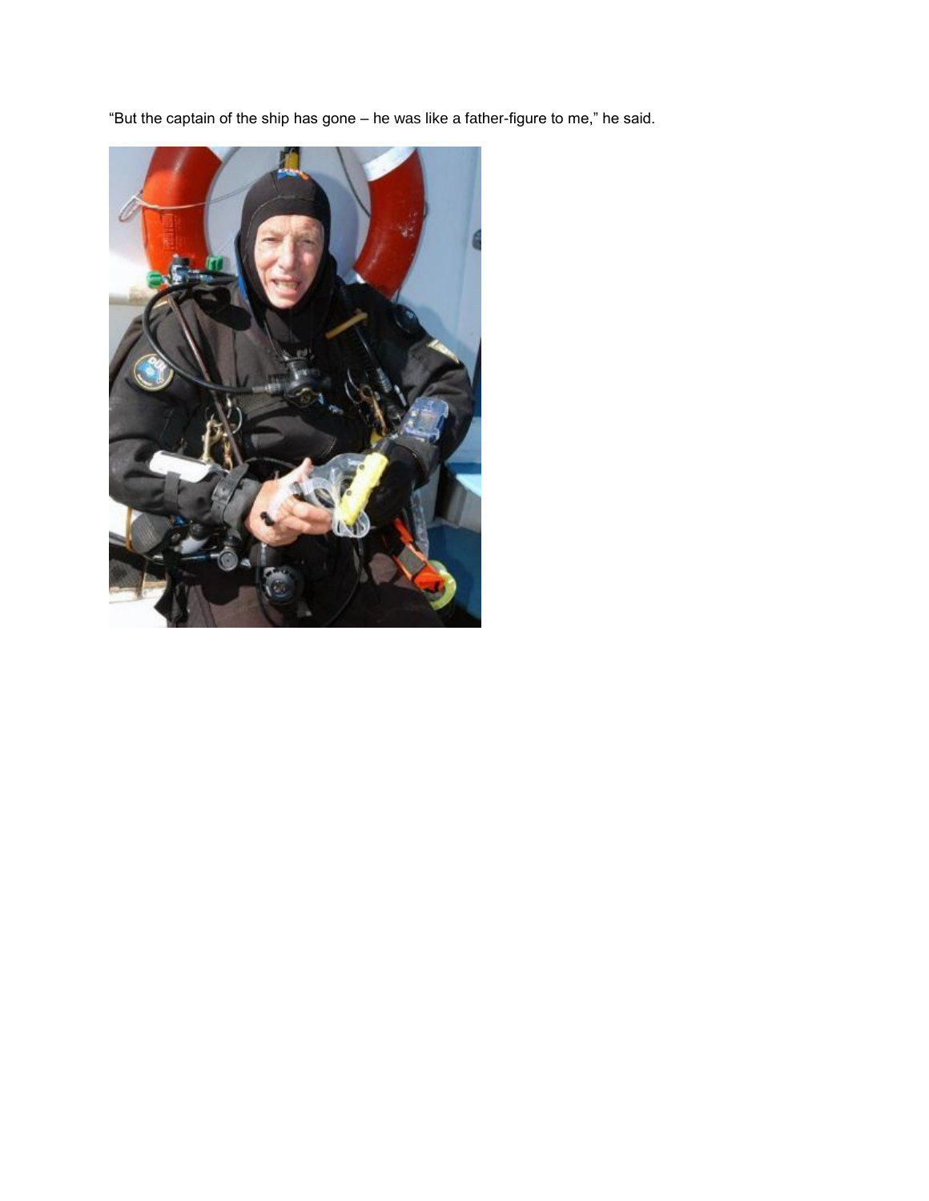"But the captain of the ship has gone – he was like a father-figure to me," he said.